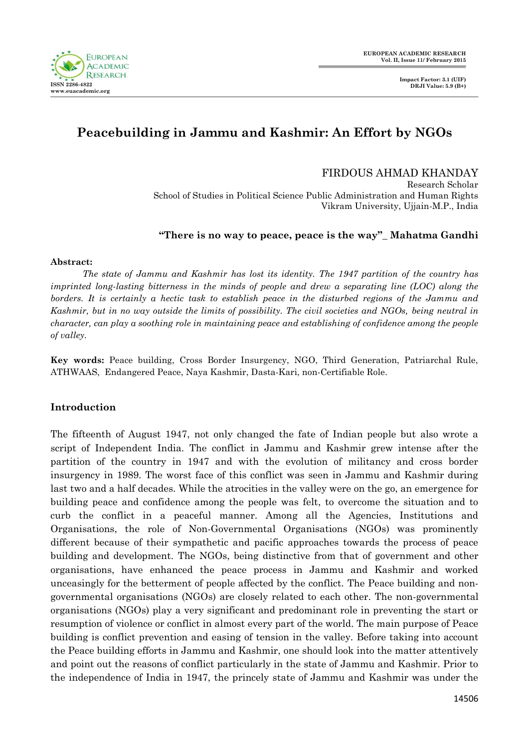# Peacebuilding in Jammu and Kashmir: An Effort by NGOs

FIRDOUS AHMAD KHANDAY
Research Scholar
School of Studies in Political Science Public Administration and Human Rights
Vikram University, Ujjain-M.P., India

**"There is no way to peace, peace is the way"_ Mahatma Gandhi**

**Abstract:**

*The state of Jammu and Kashmir has lost its identity. The 1947 partition of the country has imprinted long-lasting bitterness in the minds of people and drew a separating line (LOC) along the borders. It is certainly a hectic task to establish peace in the disturbed regions of the Jammu and Kashmir, but in no way outside the limits of possibility. The civil societies and NGOs, being neutral in character, can play a soothing role in maintaining peace and establishing of confidence among the people of valley.*

**Key words:** Peace building, Cross Border Insurgency, NGO, Third Generation, Patriarchal Rule, ATHWAAS, Endangered Peace, Naya Kashmir, Dasta-Kari, non-Certifiable Role.

## Introduction

The fifteenth of August 1947, not only changed the fate of Indian people but also wrote a script of Independent India. The conflict in Jammu and Kashmir grew intense after the partition of the country in 1947 and with the evolution of militancy and cross border insurgency in 1989. The worst face of this conflict was seen in Jammu and Kashmir during last two and a half decades. While the atrocities in the valley were on the go, an emergence for building peace and confidence among the people was felt, to overcome the situation and to curb the conflict in a peaceful manner. Among all the Agencies, Institutions and Organisations, the role of Non-Governmental Organisations (NGOs) was prominently different because of their sympathetic and pacific approaches towards the process of peace building and development. The NGOs, being distinctive from that of government and other organisations, have enhanced the peace process in Jammu and Kashmir and worked unceasingly for the betterment of people affected by the conflict. The Peace building and non-governmental organisations (NGOs) are closely related to each other. The non-governmental organisations (NGOs) play a very significant and predominant role in preventing the start or resumption of violence or conflict in almost every part of the world. The main purpose of Peace building is conflict prevention and easing of tension in the valley. Before taking into account the Peace building efforts in Jammu and Kashmir, one should look into the matter attentively and point out the reasons of conflict particularly in the state of Jammu and Kashmir. Prior to the independence of India in 1947, the princely state of Jammu and Kashmir was under the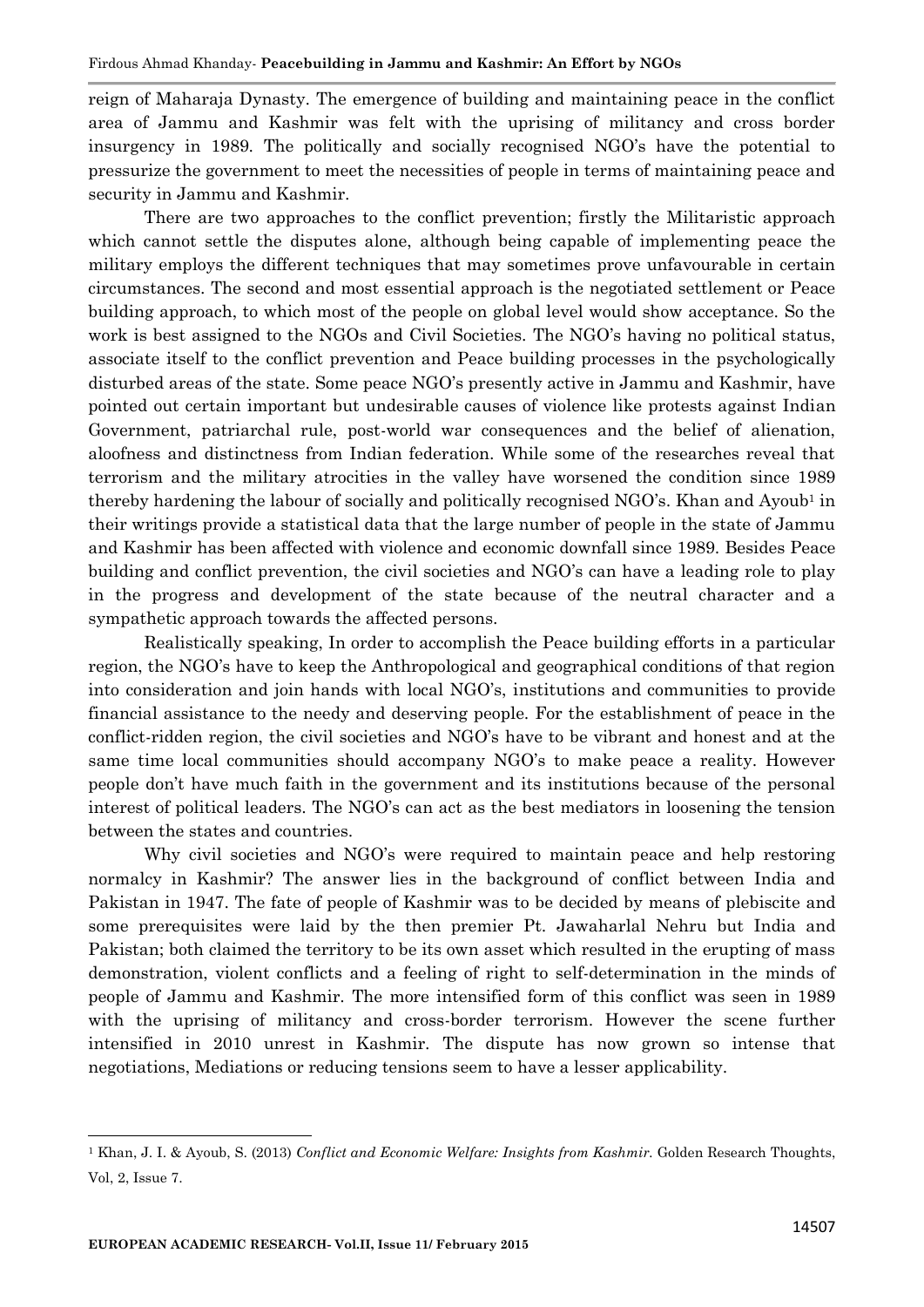reign of Maharaja Dynasty. The emergence of building and maintaining peace in the conflict area of Jammu and Kashmir was felt with the uprising of militancy and cross border insurgency in 1989. The politically and socially recognised NGO's have the potential to pressurize the government to meet the necessities of people in terms of maintaining peace and security in Jammu and Kashmir.

There are two approaches to the conflict prevention; firstly the Militaristic approach which cannot settle the disputes alone, although being capable of implementing peace the military employs the different techniques that may sometimes prove unfavourable in certain circumstances. The second and most essential approach is the negotiated settlement or Peace building approach, to which most of the people on global level would show acceptance. So the work is best assigned to the NGOs and Civil Societies. The NGO's having no political status, associate itself to the conflict prevention and Peace building processes in the psychologically disturbed areas of the state. Some peace NGO's presently active in Jammu and Kashmir, have pointed out certain important but undesirable causes of violence like protests against Indian Government, patriarchal rule, post-world war consequences and the belief of alienation, aloofness and distinctness from Indian federation. While some of the researches reveal that terrorism and the military atrocities in the valley have worsened the condition since 1989 thereby hardening the labour of socially and politically recognised NGO's. Khan and Ayoub[1] in their writings provide a statistical data that the large number of people in the state of Jammu and Kashmir has been affected with violence and economic downfall since 1989. Besides Peace building and conflict prevention, the civil societies and NGO's can have a leading role to play in the progress and development of the state because of the neutral character and a sympathetic approach towards the affected persons.

Realistically speaking, In order to accomplish the Peace building efforts in a particular region, the NGO's have to keep the Anthropological and geographical conditions of that region into consideration and join hands with local NGO's, institutions and communities to provide financial assistance to the needy and deserving people. For the establishment of peace in the conflict-ridden region, the civil societies and NGO's have to be vibrant and honest and at the same time local communities should accompany NGO's to make peace a reality. However people don't have much faith in the government and its institutions because of the personal interest of political leaders. The NGO's can act as the best mediators in loosening the tension between the states and countries.

Why civil societies and NGO's were required to maintain peace and help restoring normalcy in Kashmir? The answer lies in the background of conflict between India and Pakistan in 1947. The fate of people of Kashmir was to be decided by means of plebiscite and some prerequisites were laid by the then premier Pt. Jawaharlal Nehru but India and Pakistan; both claimed the territory to be its own asset which resulted in the erupting of mass demonstration, violent conflicts and a feeling of right to self-determination in the minds of people of Jammu and Kashmir. The more intensified form of this conflict was seen in 1989 with the uprising of militancy and cross-border terrorism. However the scene further intensified in 2010 unrest in Kashmir. The dispute has now grown so intense that negotiations, Mediations or reducing tensions seem to have a lesser applicability.

[1] Khan, J. I. & Ayoub, S. (2013) *Conflict and Economic Welfare: Insights from Kashmir.* Golden Research Thoughts, Vol, 2, Issue 7.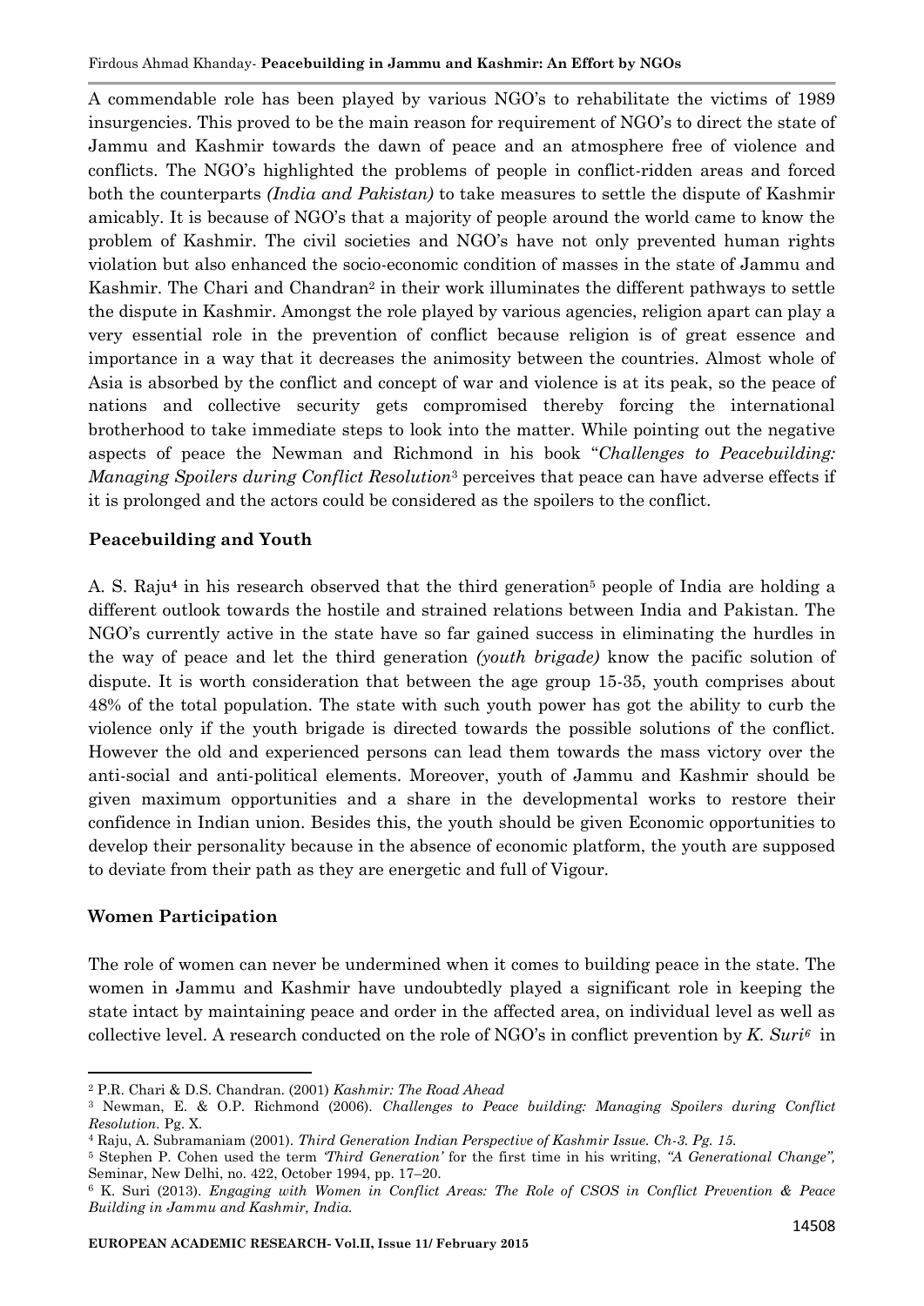A commendable role has been played by various NGO's to rehabilitate the victims of 1989 insurgencies. This proved to be the main reason for requirement of NGO's to direct the state of Jammu and Kashmir towards the dawn of peace and an atmosphere free of violence and conflicts. The NGO's highlighted the problems of people in conflict-ridden areas and forced both the counterparts *(India and Pakistan)* to take measures to settle the dispute of Kashmir amicably. It is because of NGO's that a majority of people around the world came to know the problem of Kashmir. The civil societies and NGO's have not only prevented human rights violation but also enhanced the socio-economic condition of masses in the state of Jammu and Kashmir. The Chari and Chandran[2] in their work illuminates the different pathways to settle the dispute in Kashmir. Amongst the role played by various agencies, religion apart can play a very essential role in the prevention of conflict because religion is of great essence and importance in a way that it decreases the animosity between the countries. Almost whole of Asia is absorbed by the conflict and concept of war and violence is at its peak, so the peace of nations and collective security gets compromised thereby forcing the international brotherhood to take immediate steps to look into the matter. While pointing out the negative aspects of peace the Newman and Richmond in his book "*Challenges to Peacebuilding: Managing Spoilers during Conflict Resolution*[3] perceives that peace can have adverse effects if it is prolonged and the actors could be considered as the spoilers to the conflict.

### Peacebuilding and Youth

A. S. Raju[4] in his research observed that the third generation[5] people of India are holding a different outlook towards the hostile and strained relations between India and Pakistan. The NGO's currently active in the state have so far gained success in eliminating the hurdles in the way of peace and let the third generation *(youth brigade)* know the pacific solution of dispute. It is worth consideration that between the age group 15-35, youth comprises about 48% of the total population. The state with such youth power has got the ability to curb the violence only if the youth brigade is directed towards the possible solutions of the conflict. However the old and experienced persons can lead them towards the mass victory over the anti-social and anti-political elements. Moreover, youth of Jammu and Kashmir should be given maximum opportunities and a share in the developmental works to restore their confidence in Indian union. Besides this, the youth should be given Economic opportunities to develop their personality because in the absence of economic platform, the youth are supposed to deviate from their path as they are energetic and full of Vigour.

### Women Participation

The role of women can never be undermined when it comes to building peace in the state. The women in Jammu and Kashmir have undoubtedly played a significant role in keeping the state intact by maintaining peace and order in the affected area, on individual level as well as collective level. A research conducted on the role of NGO's in conflict prevention by *K. Suri*[6] in

---

[2] P.R. Chari & D.S. Chandran. (2001) *Kashmir: The Road Ahead*

[3] Newman, E. & O.P. Richmond (2006). *Challenges to Peace building: Managing Spoilers during Conflict Resolution*. Pg. X.

[4] Raju, A. Subramaniam (2001). *Third Generation Indian Perspective of Kashmir Issue. Ch-3. Pg. 15.*

[5] Stephen P. Cohen used the term *'Third Generation'* for the first time in his writing, *"A Generational Change",* Seminar, New Delhi, no. 422, October 1994, pp. 17–20.

[6] K. Suri (2013). *Engaging with Women in Conflict Areas: The Role of CSOS in Conflict Prevention & Peace Building in Jammu and Kashmir, India.*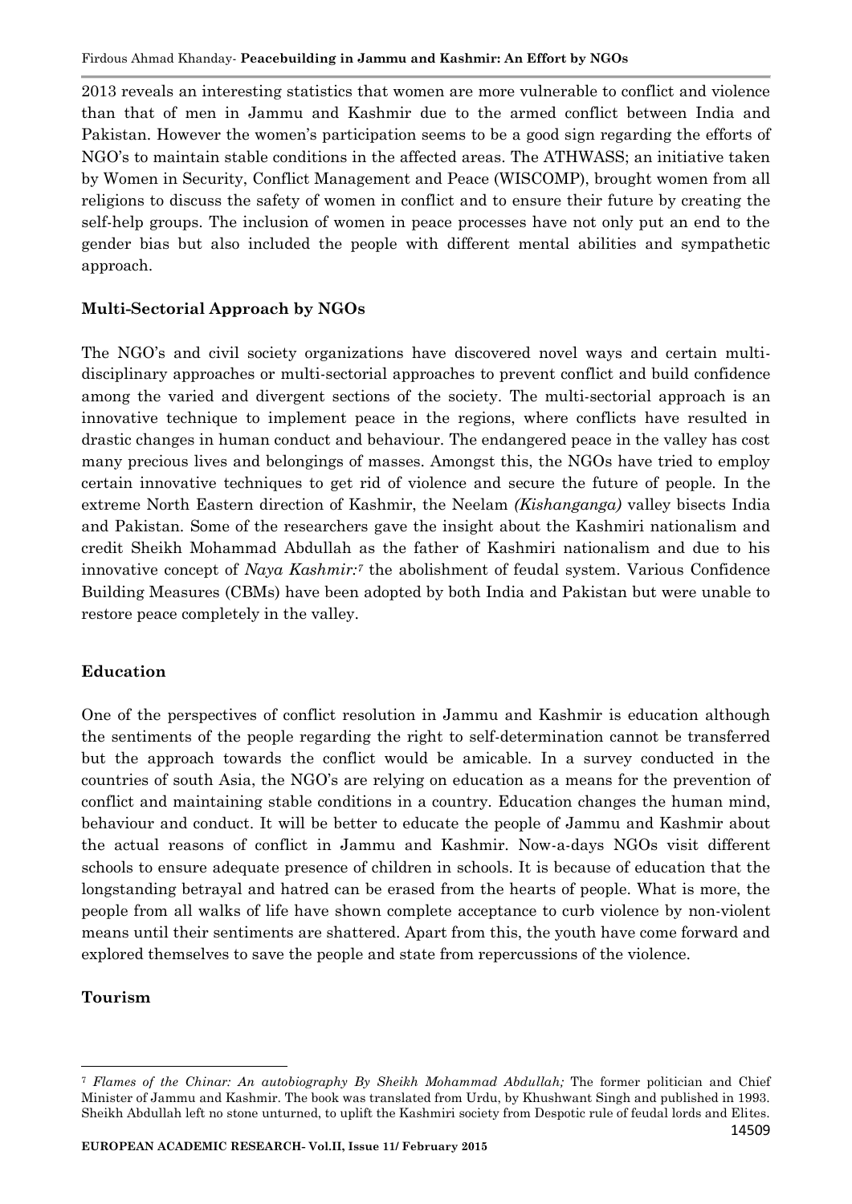2013 reveals an interesting statistics that women are more vulnerable to conflict and violence than that of men in Jammu and Kashmir due to the armed conflict between India and Pakistan. However the women's participation seems to be a good sign regarding the efforts of NGO's to maintain stable conditions in the affected areas. The ATHWASS; an initiative taken by Women in Security, Conflict Management and Peace (WISCOMP), brought women from all religions to discuss the safety of women in conflict and to ensure their future by creating the self-help groups. The inclusion of women in peace processes have not only put an end to the gender bias but also included the people with different mental abilities and sympathetic approach.

**Multi-Sectorial Approach by NGOs**

The NGO's and civil society organizations have discovered novel ways and certain multi-disciplinary approaches or multi-sectorial approaches to prevent conflict and build confidence among the varied and divergent sections of the society. The multi-sectorial approach is an innovative technique to implement peace in the regions, where conflicts have resulted in drastic changes in human conduct and behaviour. The endangered peace in the valley has cost many precious lives and belongings of masses. Amongst this, the NGOs have tried to employ certain innovative techniques to get rid of violence and secure the future of people. In the extreme North Eastern direction of Kashmir, the Neelam *(Kishanganga)* valley bisects India and Pakistan. Some of the researchers gave the insight about the Kashmiri nationalism and credit Sheikh Mohammad Abdullah as the father of Kashmiri nationalism and due to his innovative concept of *Naya Kashmir:*[7] the abolishment of feudal system. Various Confidence Building Measures (CBMs) have been adopted by both India and Pakistan but were unable to restore peace completely in the valley.

**Education**

One of the perspectives of conflict resolution in Jammu and Kashmir is education although the sentiments of the people regarding the right to self-determination cannot be transferred but the approach towards the conflict would be amicable. In a survey conducted in the countries of south Asia, the NGO's are relying on education as a means for the prevention of conflict and maintaining stable conditions in a country. Education changes the human mind, behaviour and conduct. It will be better to educate the people of Jammu and Kashmir about the actual reasons of conflict in Jammu and Kashmir. Now-a-days NGOs visit different schools to ensure adequate presence of children in schools. It is because of education that the longstanding betrayal and hatred can be erased from the hearts of people. What is more, the people from all walks of life have shown complete acceptance to curb violence by non-violent means until their sentiments are shattered. Apart from this, the youth have come forward and explored themselves to save the people and state from repercussions of the violence.

**Tourism**

---

[7] *Flames of the Chinar: An autobiography By Sheikh Mohammad Abdullah;* The former politician and Chief Minister of Jammu and Kashmir. The book was translated from Urdu, by Khushwant Singh and published in 1993. Sheikh Abdullah left no stone unturned, to uplift the Kashmiri society from Despotic rule of feudal lords and Elites.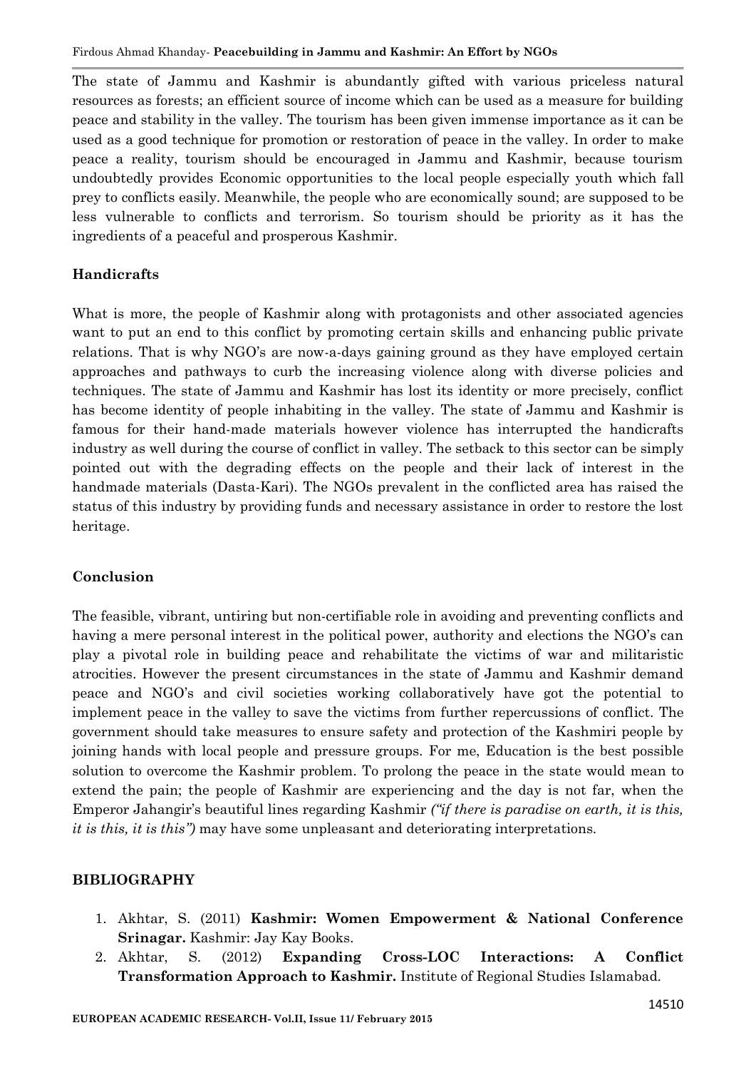The state of Jammu and Kashmir is abundantly gifted with various priceless natural resources as forests; an efficient source of income which can be used as a measure for building peace and stability in the valley. The tourism has been given immense importance as it can be used as a good technique for promotion or restoration of peace in the valley. In order to make peace a reality, tourism should be encouraged in Jammu and Kashmir, because tourism undoubtedly provides Economic opportunities to the local people especially youth which fall prey to conflicts easily. Meanwhile, the people who are economically sound; are supposed to be less vulnerable to conflicts and terrorism. So tourism should be priority as it has the ingredients of a peaceful and prosperous Kashmir.

## Handicrafts

What is more, the people of Kashmir along with protagonists and other associated agencies want to put an end to this conflict by promoting certain skills and enhancing public private relations. That is why NGO's are now-a-days gaining ground as they have employed certain approaches and pathways to curb the increasing violence along with diverse policies and techniques. The state of Jammu and Kashmir has lost its identity or more precisely, conflict has become identity of people inhabiting in the valley. The state of Jammu and Kashmir is famous for their hand-made materials however violence has interrupted the handicrafts industry as well during the course of conflict in valley. The setback to this sector can be simply pointed out with the degrading effects on the people and their lack of interest in the handmade materials (Dasta-Kari). The NGOs prevalent in the conflicted area has raised the status of this industry by providing funds and necessary assistance in order to restore the lost heritage.

## Conclusion

The feasible, vibrant, untiring but non-certifiable role in avoiding and preventing conflicts and having a mere personal interest in the political power, authority and elections the NGO's can play a pivotal role in building peace and rehabilitate the victims of war and militaristic atrocities. However the present circumstances in the state of Jammu and Kashmir demand peace and NGO's and civil societies working collaboratively have got the potential to implement peace in the valley to save the victims from further repercussions of conflict. The government should take measures to ensure safety and protection of the Kashmiri people by joining hands with local people and pressure groups. For me, Education is the best possible solution to overcome the Kashmir problem. To prolong the peace in the state would mean to extend the pain; the people of Kashmir are experiencing and the day is not far, when the Emperor Jahangir's beautiful lines regarding Kashmir *("if there is paradise on earth, it is this, it is this, it is this")* may have some unpleasant and deteriorating interpretations.

## BIBLIOGRAPHY

1. Akhtar, S. (2011) **Kashmir: Women Empowerment & National Conference Srinagar.** Kashmir: Jay Kay Books.
2. Akhtar, S. (2012) **Expanding Cross-LOC Interactions: A Conflict Transformation Approach to Kashmir.** Institute of Regional Studies Islamabad.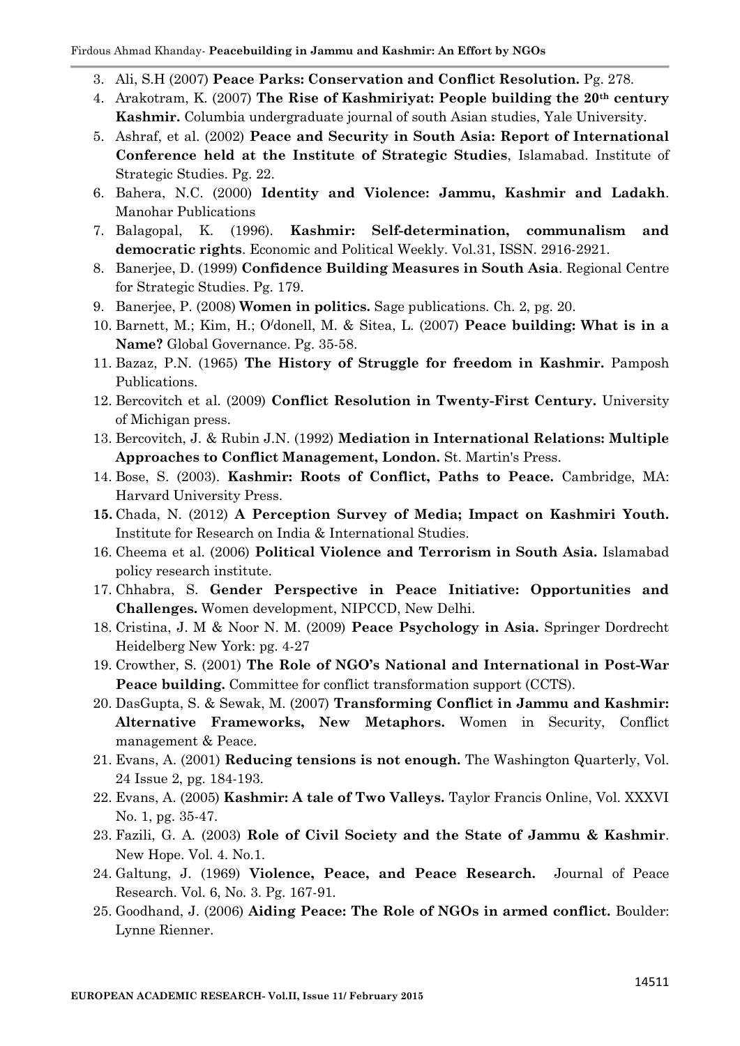3. Ali, S.H (2007) **Peace Parks: Conservation and Conflict Resolution.** Pg. 278.
4. Arakotram, K. (2007) **The Rise of Kashmiriyat: People building the 20th century Kashmir.** Columbia undergraduate journal of south Asian studies, Yale University.
5. Ashraf, et al. (2002) **Peace and Security in South Asia: Report of International Conference held at the Institute of Strategic Studies**, Islamabad. Institute of Strategic Studies. Pg. 22.
6. Bahera, N.C. (2000) **Identity and Violence: Jammu, Kashmir and Ladakh**. Manohar Publications
7. Balagopal, K. (1996). **Kashmir: Self-determination, communalism and democratic rights**. Economic and Political Weekly. Vol.31, ISSN. 2916-2921.
8. Banerjee, D. (1999) **Confidence Building Measures in South Asia**. Regional Centre for Strategic Studies. Pg. 179.
9. Banerjee, P. (2008) **Women in politics.** Sage publications. Ch. 2, pg. 20.
10. Barnett, M.; Kim, H.; O'donell, M. & Sitea, L. (2007) **Peace building: What is in a Name?** Global Governance. Pg. 35-58.
11. Bazaz, P.N. (1965) **The History of Struggle for freedom in Kashmir.** Pamposh Publications.
12. Bercovitch et al. (2009) **Conflict Resolution in Twenty-First Century.** University of Michigan press.
13. Bercovitch, J. & Rubin J.N. (1992) **Mediation in International Relations: Multiple Approaches to Conflict Management, London.** St. Martin's Press.
14. Bose, S. (2003). **Kashmir: Roots of Conflict, Paths to Peace.** Cambridge, MA: Harvard University Press.
15. Chada, N. (2012) **A Perception Survey of Media; Impact on Kashmiri Youth.** Institute for Research on India & International Studies.
16. Cheema et al. (2006) **Political Violence and Terrorism in South Asia.** Islamabad policy research institute.
17. Chhabra, S. **Gender Perspective in Peace Initiative: Opportunities and Challenges.** Women development, NIPCCD, New Delhi.
18. Cristina, J. M & Noor N. M. (2009) **Peace Psychology in Asia.** Springer Dordrecht Heidelberg New York: pg. 4-27
19. Crowther, S. (2001) **The Role of NGO's National and International in Post-War Peace building.** Committee for conflict transformation support (CCTS).
20. DasGupta, S. & Sewak, M. (2007) **Transforming Conflict in Jammu and Kashmir: Alternative Frameworks, New Metaphors.** Women in Security, Conflict management & Peace.
21. Evans, A. (2001) **Reducing tensions is not enough.** The Washington Quarterly, Vol. 24 Issue 2, pg. 184-193.
22. Evans, A. (2005) **Kashmir: A tale of Two Valleys.** Taylor Francis Online, Vol. XXXVI No. 1, pg. 35-47.
23. Fazili, G. A. (2003) **Role of Civil Society and the State of Jammu & Kashmir**. New Hope. Vol. 4. No.1.
24. Galtung, J. (1969) **Violence, Peace, and Peace Research.** Journal of Peace Research. Vol. 6, No. 3. Pg. 167-91.
25. Goodhand, J. (2006) **Aiding Peace: The Role of NGOs in armed conflict.** Boulder: Lynne Rienner.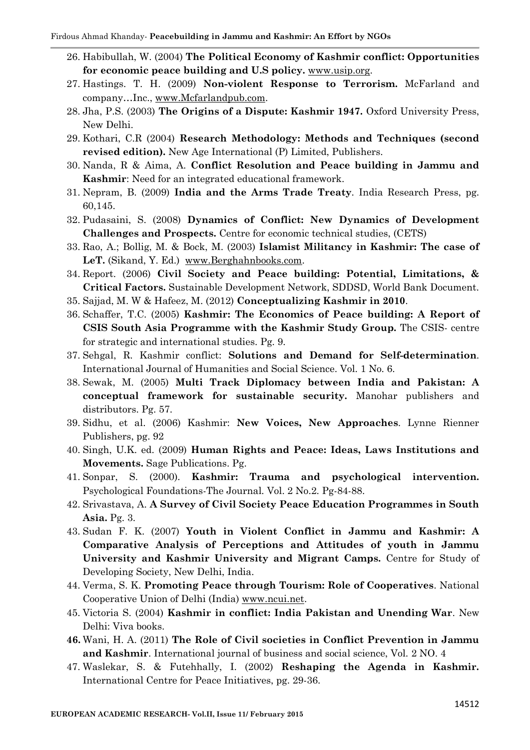26. Habibullah, W. (2004) **The Political Economy of Kashmir conflict: Opportunities for economic peace building and U.S policy.** www.usip.org.
27. Hastings. T. H. (2009) **Non-violent Response to Terrorism.** McFarland and company…Inc., www.Mcfarlandpub.com.
28. Jha, P.S. (2003) **The Origins of a Dispute: Kashmir 1947.** Oxford University Press, New Delhi.
29. Kothari, C.R (2004) **Research Methodology: Methods and Techniques (second revised edition).** New Age International (P) Limited, Publishers.
30. Nanda, R & Aima, A. **Conflict Resolution and Peace building in Jammu and Kashmir**: Need for an integrated educational framework.
31. Nepram, B. (2009) **India and the Arms Trade Treaty**. India Research Press, pg. 60,145.
32. Pudasaini, S. (2008) **Dynamics of Conflict: New Dynamics of Development Challenges and Prospects.** Centre for economic technical studies, (CETS)
33. Rao, A.; Bollig, M. & Bock, M. (2003) **Islamist Militancy in Kashmir: The case of LeT.** (Sikand, Y. Ed.) www.Berghahnbooks.com.
34. Report. (2006) **Civil Society and Peace building: Potential, Limitations, & Critical Factors.** Sustainable Development Network, SDDSD, World Bank Document.
35. Sajjad, M. W & Hafeez, M. (2012) **Conceptualizing Kashmir in 2010**.
36. Schaffer, T.C. (2005) **Kashmir: The Economics of Peace building: A Report of CSIS South Asia Programme with the Kashmir Study Group.** The CSIS- centre for strategic and international studies. Pg. 9.
37. Sehgal, R. Kashmir conflict: **Solutions and Demand for Self-determination**. International Journal of Humanities and Social Science. Vol. 1 No. 6.
38. Sewak, M. (2005) **Multi Track Diplomacy between India and Pakistan: A conceptual framework for sustainable security.** Manohar publishers and distributors. Pg. 57.
39. Sidhu, et al. (2006) Kashmir: **New Voices, New Approaches**. Lynne Rienner Publishers, pg. 92
40. Singh, U.K. ed. (2009) **Human Rights and Peace: Ideas, Laws Institutions and Movements.** Sage Publications. Pg.
41. Sonpar, S. (2000). **Kashmir: Trauma and psychological intervention.** Psychological Foundations-The Journal. Vol. 2 No.2. Pg-84-88.
42. Srivastava, A. **A Survey of Civil Society Peace Education Programmes in South Asia.** Pg. 3.
43. Sudan F. K. (2007) **Youth in Violent Conflict in Jammu and Kashmir: A Comparative Analysis of Perceptions and Attitudes of youth in Jammu University and Kashmir University and Migrant Camps.** Centre for Study of Developing Society, New Delhi, India.
44. Verma, S. K. **Promoting Peace through Tourism: Role of Cooperatives**. National Cooperative Union of Delhi (India) www.ncui.net.
45. Victoria S. (2004) **Kashmir in conflict: India Pakistan and Unending War**. New Delhi: Viva books.
46. Wani, H. A. (2011) **The Role of Civil societies in Conflict Prevention in Jammu and Kashmir**. International journal of business and social science, Vol. 2 NO. 4
47. Waslekar, S. & Futehhally, I. (2002) **Reshaping the Agenda in Kashmir.** International Centre for Peace Initiatives, pg. 29-36.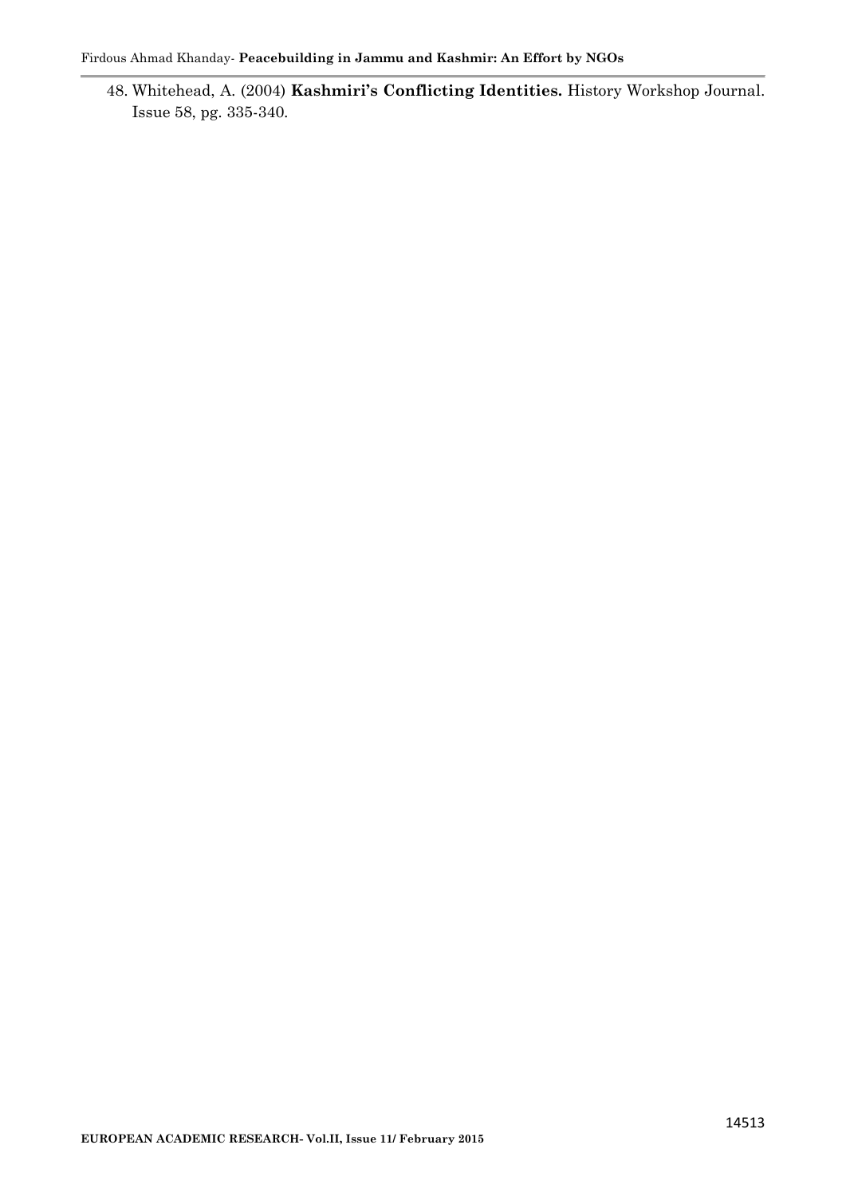48. Whitehead, A. (2004) **Kashmiri's Conflicting Identities.** History Workshop Journal. Issue 58, pg. 335-340.